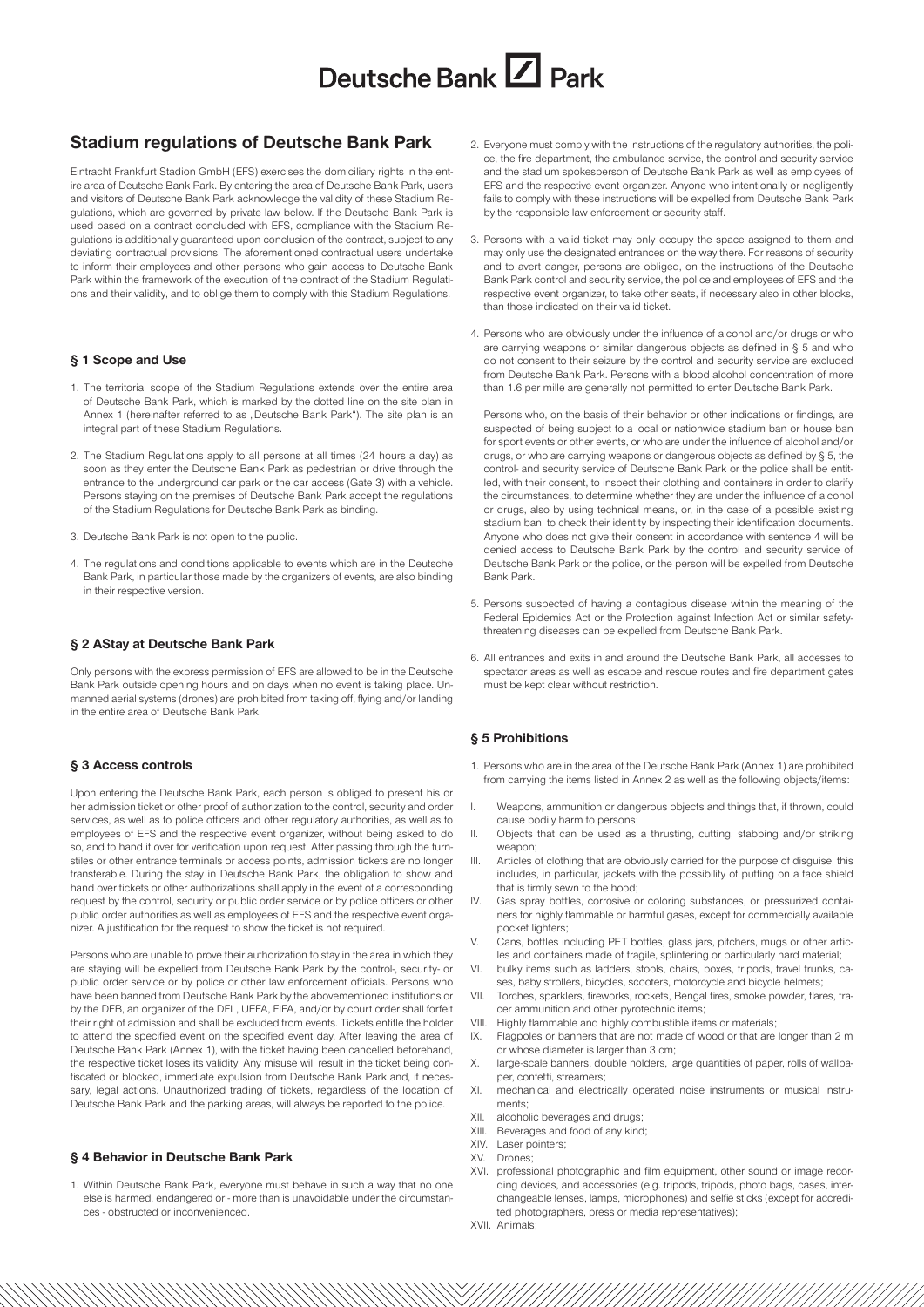# Deutsche Bank Park

## Stadium regulations of Deutsche Bank Park

Eintracht Frankfurt Stadion GmbH (EFS) exercises the domiciliary rights in the entire area of Deutsche Bank Park. By entering the area of Deutsche Bank Park, users and visitors of Deutsche Bank Park acknowledge the validity of these Stadium Regulations, which are governed by private law below. If the Deutsche Bank Park is used based on a contract concluded with EFS, compliance with the Stadium Regulations is additionally guaranteed upon conclusion of the contract, subject to any deviating contractual provisions. The aforementioned contractual users undertake to inform their employees and other persons who gain access to Deutsche Bank Park within the framework of the execution of the contract of the Stadium Regulations and their validity, and to oblige them to comply with this Stadium Regulations.

### § 1 Scope and Use

1. The territorial scope of the Stadium Regulations extends over the entire area of Deutsche Bank Park, which is marked by the dotted line on the site plan in Annex 1 (hereinafter referred to as „Deutsche Bank Park"). The site plan is an integral part of these Stadium Regulations.
2. The Stadium Regulations apply to all persons at all times (24 hours a day) as soon as they enter the Deutsche Bank Park as pedestrian or drive through the entrance to the underground car park or the car access (Gate 3) with a vehicle. Persons staying on the premises of Deutsche Bank Park accept the regulations of the Stadium Regulations for Deutsche Bank Park as binding.
3. Deutsche Bank Park is not open to the public.
4. The regulations and conditions applicable to events which are in the Deutsche Bank Park, in particular those made by the organizers of events, are also binding in their respective version.

### § 2 AStay at Deutsche Bank Park

Only persons with the express permission of EFS are allowed to be in the Deutsche Bank Park outside opening hours and on days when no event is taking place. Unmanned aerial systems (drones) are prohibited from taking off, flying and/or landing in the entire area of Deutsche Bank Park.

### § 3 Access controls

Upon entering the Deutsche Bank Park, each person is obliged to present his or her admission ticket or other proof of authorization to the control, security and order services, as well as to police officers and other regulatory authorities, as well as to employees of EFS and the respective event organizer, without being asked to do so, and to hand it over for verification upon request. After passing through the turnstiles or other entrance terminals or access points, admission tickets are no longer transferable. During the stay in Deutsche Bank Park, the obligation to show and hand over tickets or other authorizations shall apply in the event of a corresponding request by the control, security or public order service or by police officers or other public order authorities as well as employees of EFS and the respective event organizer. A justification for the request to show the ticket is not required.

Persons who are unable to prove their authorization to stay in the area in which they are staying will be expelled from Deutsche Bank Park by the control-, security- or public order service or by police or other law enforcement officials. Persons who have been banned from Deutsche Bank Park by the abovementioned institutions or by the DFB, an organizer of the DFL, UEFA, FIFA, and/or by court order shall forfeit their right of admission and shall be excluded from events. Tickets entitle the holder to attend the specified event on the specified event day. After leaving the area of Deutsche Bank Park (Annex 1), the respective ticket loses its validity. Any misuse will result in the ticket being confiscated or blocked, immediate expulsion from Deutsche Bank Park and, if necessary, legal actions. Unauthorized trading of tickets, regardless of the location of Deutsche Bank Park and the parking areas, will always be reported to the police.

### § 4 Behavior in Deutsche Bank Park

1. Within Deutsche Bank Park, everyone must behave in such a way that no one else is harmed, endangered or - more than is unavoidable under the circumstances - obstructed or inconvenienced.
2. Everyone must comply with the instructions of the regulatory authorities, the police, the fire department, the ambulance service, the control and security service and the stadium spokesperson of Deutsche Bank Park as well as employees of EFS and the respective event organizer. Anyone who intentionally or negligently fails to comply with these instructions will be expelled from Deutsche Bank Park by the responsible law enforcement or security staff.
3. Persons with a valid ticket may only occupy the space assigned to them and may only use the designated entrances on the way there. For reasons of security and to avert danger, persons are obliged, on the instructions of the Deutsche Bank Park control and security service, the police and employees of EFS and the respective event organizer, to take other seats, if necessary also in other blocks, than those indicated on their valid ticket.
4. Persons who are obviously under the influence of alcohol and/or drugs or who are carrying weapons or similar dangerous objects as defined in § 5 and who do not consent to their seizure by the control and security service are excluded from Deutsche Bank Park. Persons with a blood alcohol concentration of more than 1.6 per mille are generally not permitted to enter Deutsche Bank Park.

   Persons who, on the basis of their behavior or other indications or findings, are suspected of being subject to a local or nationwide stadium ban or house ban for sport events or other events, or who are under the influence of alcohol and/or drugs, or who are carrying weapons or dangerous objects as defined by § 5, the control- and security service of Deutsche Bank Park or the police shall be entitled, with their consent, to inspect their clothing and containers in order to clarify the circumstances, to determine whether they are under the influence of alcohol or drugs, also by using technical means, or, in the case of a possible existing stadium ban, to check their identity by inspecting their identification documents. Anyone who does not give their consent in accordance with sentence 4 will be denied access to Deutsche Bank Park by the control and security service of Deutsche Bank Park or the police, or the person will be expelled from Deutsche Bank Park.
5. Persons suspected of having a contagious disease within the meaning of the Federal Epidemics Act or the Protection against Infection Act or similar safety-threatening diseases can be expelled from Deutsche Bank Park.
6. All entrances and exits in and around the Deutsche Bank Park, all accesses to spectator areas as well as escape and rescue routes and fire department gates must be kept clear without restriction.

### § 5 Prohibitions

1. Persons who are in the area of the Deutsche Bank Park (Annex 1) are prohibited from carrying the items listed in Annex 2 as well as the following objects/items:

- I. Weapons, ammunition or dangerous objects and things that, if thrown, could cause bodily harm to persons;
- II. Objects that can be used as a thrusting, cutting, stabbing and/or striking weapon;
- III. Articles of clothing that are obviously carried for the purpose of disguise, this includes, in particular, jackets with the possibility of putting on a face shield that is firmly sewn to the hood;
- IV. Gas spray bottles, corrosive or coloring substances, or pressurized containers for highly flammable or harmful gases, except for commercially available pocket lighters;
- V. Cans, bottles including PET bottles, glass jars, pitchers, mugs or other articles and containers made of fragile, splintering or particularly hard material;
- VI. bulky items such as ladders, stools, chairs, boxes, tripods, travel trunks, cases, baby strollers, bicycles, scooters, motorcycle and bicycle helmets;
- VII. Torches, sparklers, fireworks, rockets, Bengal fires, smoke powder, flares, tracer ammunition and other pyrotechnic items;
- VIII. Highly flammable and highly combustible items or materials;
- IX. Flagpoles or banners that are not made of wood or that are longer than 2 m or whose diameter is larger than 3 cm;
- X. large-scale banners, double holders, large quantities of paper, rolls of wallpaper, confetti, streamers;
- XI. mechanical and electrically operated noise instruments or musical instruments;
- XII. alcoholic beverages and drugs;
- XIII. Beverages and food of any kind;
- XIV. Laser pointers;
- XV. Drones;
- XVI. professional photographic and film equipment, other sound or image recording devices, and accessories (e.g. tripods, tripods, photo bags, cases, interchangeable lenses, lamps, microphones) and selfie sticks (except for accredited photographers, press or media representatives);
- XVII. Animals;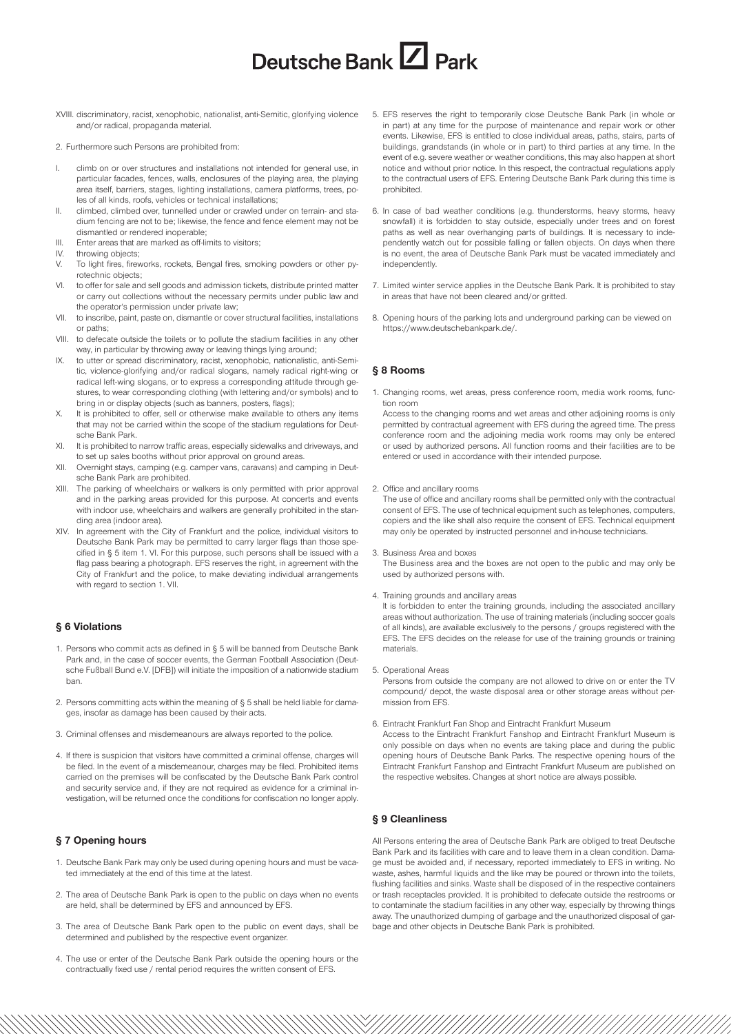XVIII. discriminatory, racist, xenophobic, nationalist, anti-Semitic, glorifying violence and/or radical, propaganda material.

2. Furthermore such Persons are prohibited from:

I. climb on or over structures and installations not intended for general use, in particular facades, fences, walls, enclosures of the playing area, the playing area itself, barriers, stages, lighting installations, camera platforms, trees, poles of all kinds, roofs, vehicles or technical installations;
II. climbed, climbed over, tunnelled under or crawled under on terrain- and stadium fencing are not to be; likewise, the fence and fence element may not be dismantled or rendered inoperable;
III. Enter areas that are marked as off-limits to visitors;
IV. throwing objects;
V. To light fires, fireworks, rockets, Bengal fires, smoking powders or other pyrotechnic objects;
VI. to offer for sale and sell goods and admission tickets, distribute printed matter or carry out collections without the necessary permits under public law and the operator's permission under private law;
VII. to inscribe, paint, paste on, dismantle or cover structural facilities, installations or paths;
VIII. to defecate outside the toilets or to pollute the stadium facilities in any other way, in particular by throwing away or leaving things lying around;
IX. to utter or spread discriminatory, racist, xenophobic, nationalistic, anti-Semitic, violence-glorifying and/or radical slogans, namely radical right-wing or radical left-wing slogans, or to express a corresponding attitude through gestures, to wear corresponding clothing (with lettering and/or symbols) and to bring in or display objects (such as banners, posters, flags);
X. It is prohibited to offer, sell or otherwise make available to others any items that may not be carried within the scope of the stadium regulations for Deutsche Bank Park.
XI. It is prohibited to narrow traffic areas, especially sidewalks and driveways, and to set up sales booths without prior approval on ground areas.
XII. Overnight stays, camping (e.g. camper vans, caravans) and camping in Deutsche Bank Park are prohibited.
XIII. The parking of wheelchairs or walkers is only permitted with prior approval and in the parking areas provided for this purpose. At concerts and events with indoor use, wheelchairs and walkers are generally prohibited in the standing area (indoor area).
XIV. In agreement with the City of Frankfurt and the police, individual visitors to Deutsche Bank Park may be permitted to carry larger flags than those specified in § 5 item 1. VI. For this purpose, such persons shall be issued with a flag pass bearing a photograph. EFS reserves the right, in agreement with the City of Frankfurt and the police, to make deviating individual arrangements with regard to section 1. VII.

## § 6 Violations

1. Persons who commit acts as defined in § 5 will be banned from Deutsche Bank Park and, in the case of soccer events, the German Football Association (Deutsche Fußball Bund e.V. [DFB]) will initiate the imposition of a nationwide stadium ban.
2. Persons committing acts within the meaning of § 5 shall be held liable for damages, insofar as damage has been caused by their acts.
3. Criminal offenses and misdemeanours are always reported to the police.
4. If there is suspicion that visitors have committed a criminal offense, charges will be filed. In the event of a misdemeanour, charges may be filed. Prohibited items carried on the premises will be confiscated by the Deutsche Bank Park control and security service and, if they are not required as evidence for a criminal investigation, will be returned once the conditions for confiscation no longer apply.

## § 7 Opening hours

1. Deutsche Bank Park may only be used during opening hours and must be vacated immediately at the end of this time at the latest.
2. The area of Deutsche Bank Park is open to the public on days when no events are held, shall be determined by EFS and announced by EFS.
3. The area of Deutsche Bank Park open to the public on event days, shall be determined and published by the respective event organizer.
4. The use or enter of the Deutsche Bank Park outside the opening hours or the contractually fixed use / rental period requires the written consent of EFS.
5. EFS reserves the right to temporarily close Deutsche Bank Park (in whole or in part) at any time for the purpose of maintenance and repair work or other events. Likewise, EFS is entitled to close individual areas, paths, stairs, parts of buildings, grandstands (in whole or in part) to third parties at any time. In the event of e.g. severe weather or weather conditions, this may also happen at short notice and without prior notice. In this respect, the contractual regulations apply to the contractual users of EFS. Entering Deutsche Bank Park during this time is prohibited.
6. In case of bad weather conditions (e.g. thunderstorms, heavy storms, heavy snowfall) it is forbidden to stay outside, especially under trees and on forest paths as well as near overhanging parts of buildings. It is necessary to independently watch out for possible falling or fallen objects. On days when there is no event, the area of Deutsche Bank Park must be vacated immediately and independently.
7. Limited winter service applies in the Deutsche Bank Park. It is prohibited to stay in areas that have not been cleared and/or gritted.
8. Opening hours of the parking lots and underground parking can be viewed on https://www.deutschebankpark.de/.

## § 8 Rooms

1. Changing rooms, wet areas, press conference room, media work rooms, function room

   Access to the changing rooms and wet areas and other adjoining rooms is only permitted by contractual agreement with EFS during the agreed time. The press conference room and the adjoining media work rooms may only be entered or used by authorized persons. All function rooms and their facilities are to be entered or used in accordance with their intended purpose.

2. Office and ancillary rooms

   The use of office and ancillary rooms shall be permitted only with the contractual consent of EFS. The use of technical equipment such as telephones, computers, copiers and the like shall also require the consent of EFS. Technical equipment may only be operated by instructed personnel and in-house technicians.

3. Business Area and boxes

   The Business area and the boxes are not open to the public and may only be used by authorized persons with.

4. Training grounds and ancillary areas

   It is forbidden to enter the training grounds, including the associated ancillary areas without authorization. The use of training materials (including soccer goals of all kinds), are available exclusively to the persons / groups registered with the EFS. The EFS decides on the release for use of the training grounds or training materials.

5. Operational Areas

   Persons from outside the company are not allowed to drive on or enter the TV compound/ depot, the waste disposal area or other storage areas without permission from EFS.

6. Eintracht Frankfurt Fan Shop and Eintracht Frankfurt Museum

   Access to the Eintracht Frankfurt Fanshop and Eintracht Frankfurt Museum is only possible on days when no events are taking place and during the public opening hours of Deutsche Bank Parks. The respective opening hours of the Eintracht Frankfurt Fanshop and Eintracht Frankfurt Museum are published on the respective websites. Changes at short notice are always possible.

## § 9 Cleanliness

All Persons entering the area of Deutsche Bank Park are obliged to treat Deutsche Bank Park and its facilities with care and to leave them in a clean condition. Damage must be avoided and, if necessary, reported immediately to EFS in writing. No waste, ashes, harmful liquids and the like may be poured or thrown into the toilets, flushing facilities and sinks. Waste shall be disposed of in the respective containers or trash receptacles provided. It is prohibited to defecate outside the restrooms or to contaminate the stadium facilities in any other way, especially by throwing things away. The unauthorized dumping of garbage and the unauthorized disposal of garbage and other objects in Deutsche Bank Park is prohibited.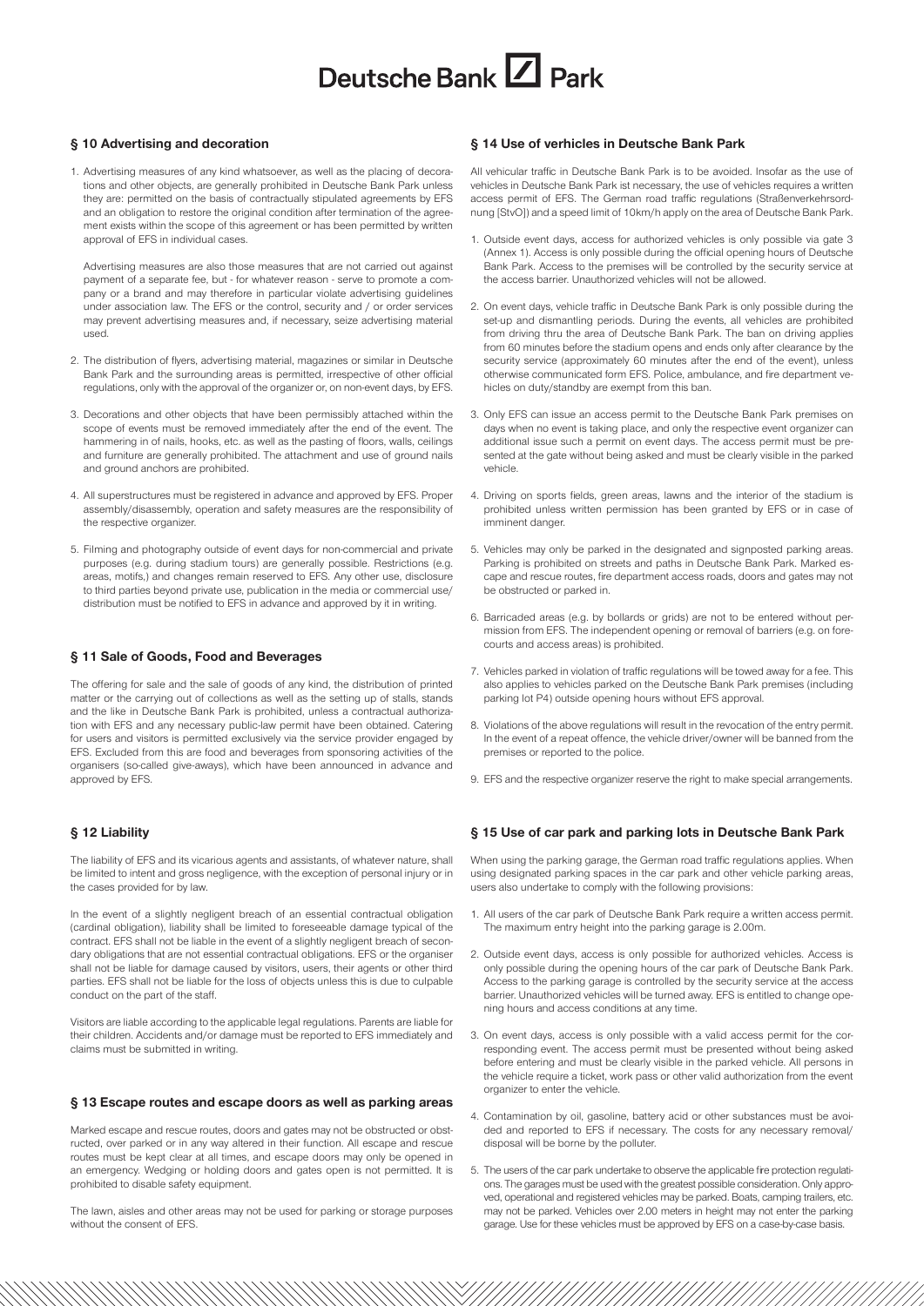## § 10 Advertising and decoration

1. Advertising measures of any kind whatsoever, as well as the placing of decorations and other objects, are generally prohibited in Deutsche Bank Park unless they are: permitted on the basis of contractually stipulated agreements by EFS and an obligation to restore the original condition after termination of the agreement exists within the scope of this agreement or has been permitted by written approval of EFS in individual cases.

   Advertising measures are also those measures that are not carried out against payment of a separate fee, but - for whatever reason - serve to promote a company or a brand and may therefore in particular violate advertising guidelines under association law. The EFS or the control, security and / or order services may prevent advertising measures and, if necessary, seize advertising material used.

2. The distribution of flyers, advertising material, magazines or similar in Deutsche Bank Park and the surrounding areas is permitted, irrespective of other official regulations, only with the approval of the organizer or, on non-event days, by EFS.

3. Decorations and other objects that have been permissibly attached within the scope of events must be removed immediately after the end of the event. The hammering in of nails, hooks, etc. as well as the pasting of floors, walls, ceilings and furniture are generally prohibited. The attachment and use of ground nails and ground anchors are prohibited.

4. All superstructures must be registered in advance and approved by EFS. Proper assembly/disassembly, operation and safety measures are the responsibility of the respective organizer.

5. Filming and photography outside of event days for non-commercial and private purposes (e.g. during stadium tours) are generally possible. Restrictions (e.g. areas, motifs,) and changes remain reserved to EFS. Any other use, disclosure to third parties beyond private use, publication in the media or commercial use/distribution must be notified to EFS in advance and approved by it in writing.

## § 11 Sale of Goods, Food and Beverages

The offering for sale and the sale of goods of any kind, the distribution of printed matter or the carrying out of collections as well as the setting up of stalls, stands and the like in Deutsche Bank Park is prohibited, unless a contractual authorization with EFS and any necessary public-law permit have been obtained. Catering for users and visitors is permitted exclusively via the service provider engaged by EFS. Excluded from this are food and beverages from sponsoring activities of the organisers (so-called give-aways), which have been announced in advance and approved by EFS.

## § 12 Liability

The liability of EFS and its vicarious agents and assistants, of whatever nature, shall be limited to intent and gross negligence, with the exception of personal injury or in the cases provided for by law.

In the event of a slightly negligent breach of an essential contractual obligation (cardinal obligation), liability shall be limited to foreseeable damage typical of the contract. EFS shall not be liable in the event of a slightly negligent breach of secondary obligations that are not essential contractual obligations. EFS or the organiser shall not be liable for damage caused by visitors, users, their agents or other third parties. EFS shall not be liable for the loss of objects unless this is due to culpable conduct on the part of the staff.

Visitors are liable according to the applicable legal regulations. Parents are liable for their children. Accidents and/or damage must be reported to EFS immediately and claims must be submitted in writing.

## § 13 Escape routes and escape doors as well as parking areas

Marked escape and rescue routes, doors and gates may not be obstructed or obstructed, over parked or in any way altered in their function. All escape and rescue routes must be kept clear at all times, and escape doors may only be opened in an emergency. Wedging or holding doors and gates open is not permitted. It is prohibited to disable safety equipment.

The lawn, aisles and other areas may not be used for parking or storage purposes without the consent of EFS.

## § 14 Use of verhicles in Deutsche Bank Park

All vehicular traffic in Deutsche Bank Park is to be avoided. Insofar as the use of vehicles in Deutsche Bank Park ist necessary, the use of vehicles requires a written access permit of EFS. The German road traffic regulations (Straßenverkehrsordnung [StvO]) and a speed limit of 10km/h apply on the area of Deutsche Bank Park.

1. Outside event days, access for authorized vehicles is only possible via gate 3 (Annex 1). Access is only possible during the official opening hours of Deutsche Bank Park. Access to the premises will be controlled by the security service at the access barrier. Unauthorized vehicles will not be allowed.

2. On event days, vehicle traffic in Deutsche Bank Park is only possible during the set-up and dismantling periods. During the events, all vehicles are prohibited from driving thru the area of Deutsche Bank Park. The ban on driving applies from 60 minutes before the stadium opens and ends only after clearance by the security service (approximately 60 minutes after the end of the event), unless otherwise communicated form EFS. Police, ambulance, and fire department vehicles on duty/standby are exempt from this ban.

3. Only EFS can issue an access permit to the Deutsche Bank Park premises on days when no event is taking place, and only the respective event organizer can additional issue such a permit on event days. The access permit must be presented at the gate without being asked and must be clearly visible in the parked vehicle.

4. Driving on sports fields, green areas, lawns and the interior of the stadium is prohibited unless written permission has been granted by EFS or in case of imminent danger.

5. Vehicles may only be parked in the designated and signposted parking areas. Parking is prohibited on streets and paths in Deutsche Bank Park. Marked escape and rescue routes, fire department access roads, doors and gates may not be obstructed or parked in.

6. Barricaded areas (e.g. by bollards or grids) are not to be entered without permission from EFS. The independent opening or removal of barriers (e.g. on forecourts and access areas) is prohibited.

7. Vehicles parked in violation of traffic regulations will be towed away for a fee. This also applies to vehicles parked on the Deutsche Bank Park premises (including parking lot P4) outside opening hours without EFS approval.

8. Violations of the above regulations will result in the revocation of the entry permit. In the event of a repeat offence, the vehicle driver/owner will be banned from the premises or reported to the police.

9. EFS and the respective organizer reserve the right to make special arrangements.

## § 15 Use of car park and parking lots in Deutsche Bank Park

When using the parking garage, the German road traffic regulations applies. When using designated parking spaces in the car park and other vehicle parking areas, users also undertake to comply with the following provisions:

1. All users of the car park of Deutsche Bank Park require a written access permit. The maximum entry height into the parking garage is 2.00m.

2. Outside event days, access is only possible for authorized vehicles. Access is only possible during the opening hours of the car park of Deutsche Bank Park. Access to the parking garage is controlled by the security service at the access barrier. Unauthorized vehicles will be turned away. EFS is entitled to change opening hours and access conditions at any time.

3. On event days, access is only possible with a valid access permit for the corresponding event. The access permit must be presented without being asked before entering and must be clearly visible in the parked vehicle. All persons in the vehicle require a ticket, work pass or other valid authorization from the event organizer to enter the vehicle.

4. Contamination by oil, gasoline, battery acid or other substances must be avoided and reported to EFS if necessary. The costs for any necessary removal/disposal will be borne by the polluter.

5. The users of the car park undertake to observe the applicable fire protection regulations. The garages must be used with the greatest possible consideration. Only approved, operational and registered vehicles may be parked. Boats, camping trailers, etc. may not be parked. Vehicles over 2.00 meters in height may not enter the parking garage. Use for these vehicles must be approved by EFS on a case-by-case basis.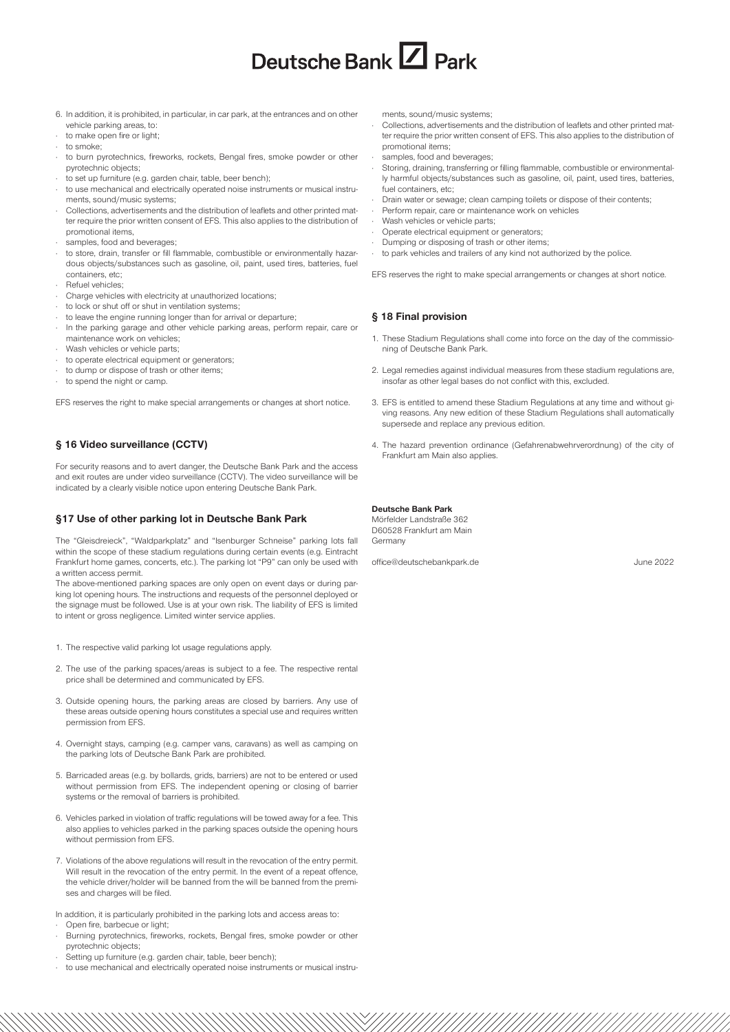6. In addition, it is prohibited, in particular, in car park, at the entrances and on other vehicle parking areas, to:
- to make open fire or light;
- to smoke;
- to burn pyrotechnics, fireworks, rockets, Bengal fires, smoke powder or other pyrotechnic objects;
- to set up furniture (e.g. garden chair, table, beer bench);
- to use mechanical and electrically operated noise instruments or musical instruments, sound/music systems;
- Collections, advertisements and the distribution of leaflets and other printed matter require the prior written consent of EFS. This also applies to the distribution of promotional items,
- samples, food and beverages;
- to store, drain, transfer or fill flammable, combustible or environmentally hazardous objects/substances such as gasoline, oil, paint, used tires, batteries, fuel containers, etc;
- Refuel vehicles;
- Charge vehicles with electricity at unauthorized locations;
- to lock or shut off or shut in ventilation systems;
- to leave the engine running longer than for arrival or departure;
- In the parking garage and other vehicle parking areas, perform repair, care or maintenance work on vehicles;
- Wash vehicles or vehicle parts;
- to operate electrical equipment or generators;
- to dump or dispose of trash or other items;
- to spend the night or camp.

EFS reserves the right to make special arrangements or changes at short notice.

## § 16 Video surveillance (CCTV)

For security reasons and to avert danger, the Deutsche Bank Park and the access and exit routes are under video surveillance (CCTV). The video surveillance will be indicated by a clearly visible notice upon entering Deutsche Bank Park.

## §17 Use of other parking lot in Deutsche Bank Park

The "Gleisdreieck", "Waldparkplatz" and "Isenburger Schneise" parking lots fall within the scope of these stadium regulations during certain events (e.g. Eintracht Frankfurt home games, concerts, etc.). The parking lot "P9" can only be used with a written access permit.

The above-mentioned parking spaces are only open on event days or during parking lot opening hours. The instructions and requests of the personnel deployed or the signage must be followed. Use is at your own risk. The liability of EFS is limited to intent or gross negligence. Limited winter service applies.

1. The respective valid parking lot usage regulations apply.

2. The use of the parking spaces/areas is subject to a fee. The respective rental price shall be determined and communicated by EFS.

3. Outside opening hours, the parking areas are closed by barriers. Any use of these areas outside opening hours constitutes a special use and requires written permission from EFS.

4. Overnight stays, camping (e.g. camper vans, caravans) as well as camping on the parking lots of Deutsche Bank Park are prohibited.

5. Barricaded areas (e.g. by bollards, grids, barriers) are not to be entered or used without permission from EFS. The independent opening or closing of barrier systems or the removal of barriers is prohibited.

6. Vehicles parked in violation of traffic regulations will be towed away for a fee. This also applies to vehicles parked in the parking spaces outside the opening hours without permission from EFS.

7. Violations of the above regulations will result in the revocation of the entry permit. Will result in the revocation of the entry permit. In the event of a repeat offence, the vehicle driver/holder will be banned from the will be banned from the premises and charges will be filed.

In addition, it is particularly prohibited in the parking lots and access areas to:
- Open fire, barbecue or light;
- Burning pyrotechnics, fireworks, rockets, Bengal fires, smoke powder or other pyrotechnic objects;
- Setting up furniture (e.g. garden chair, table, beer bench);
- to use mechanical and electrically operated noise instruments or musical instruments, sound/music systems;
- Collections, advertisements and the distribution of leaflets and other printed matter require the prior written consent of EFS. This also applies to the distribution of promotional items;
- samples, food and beverages;
- Storing, draining, transferring or filling flammable, combustible or environmentally harmful objects/substances such as gasoline, oil, paint, used tires, batteries, fuel containers, etc;
- Drain water or sewage; clean camping toilets or dispose of their contents;
- Perform repair, care or maintenance work on vehicles
- Wash vehicles or vehicle parts;
- Operate electrical equipment or generators;
- Dumping or disposing of trash or other items;
- to park vehicles and trailers of any kind not authorized by the police.

EFS reserves the right to make special arrangements or changes at short notice.

## § 18 Final provision

1. These Stadium Regulations shall come into force on the day of the commissioning of Deutsche Bank Park.

2. Legal remedies against individual measures from these stadium regulations are, insofar as other legal bases do not conflict with this, excluded.

3. EFS is entitled to amend these Stadium Regulations at any time and without giving reasons. Any new edition of these Stadium Regulations shall automatically supersede and replace any previous edition.

4. The hazard prevention ordinance (Gefahrenabwehrverordnung) of the city of Frankfurt am Main also applies.

**Deutsche Bank Park**
Mörfelder Landstraße 362
D60528 Frankfurt am Main
Germany

office@deutschebankpark.de

June 2022